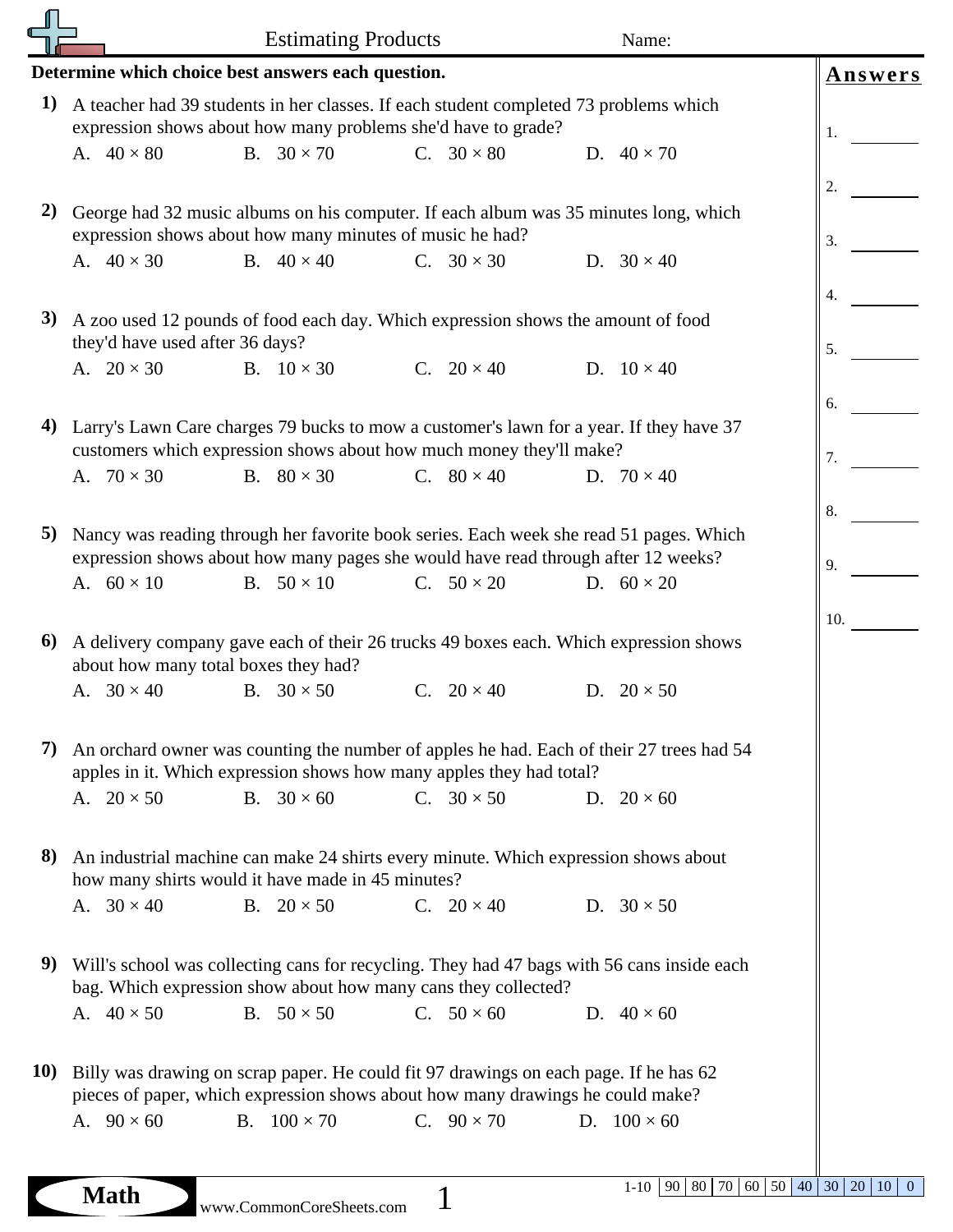# Estimating Products

Name:

**Determine which choice best answers each question.**

**1)** A teacher had 39 students in her classes. If each student completed 73 problems which expression shows about how many problems she'd have to grade?

A. $40 \times 80$ B. $30 \times 70$ C. $30 \times 80$ D. $40 \times 70$

**2)** George had 32 music albums on his computer. If each album was 35 minutes long, which expression shows about how many minutes of music he had?

A. $40 \times 30$ B. $40 \times 40$ C. $30 \times 30$ D. $30 \times 40$

**3)** A zoo used 12 pounds of food each day. Which expression shows the amount of food they'd have used after 36 days?

A. $20 \times 30$ B. $10 \times 30$ C. $20 \times 40$ D. $10 \times 40$

**4)** Larry's Lawn Care charges 79 bucks to mow a customer's lawn for a year. If they have 37 customers which expression shows about how much money they'll make?

A. $70 \times 30$ B. $80 \times 30$ C. $80 \times 40$ D. $70 \times 40$

**5)** Nancy was reading through her favorite book series. Each week she read 51 pages. Which expression shows about how many pages she would have read through after 12 weeks?

A. $60 \times 10$ B. $50 \times 10$ C. $50 \times 20$ D. $60 \times 20$

**6)** A delivery company gave each of their 26 trucks 49 boxes each. Which expression shows about how many total boxes they had?

A. $30 \times 40$ B. $30 \times 50$ C. $20 \times 40$ D. $20 \times 50$

**7)** An orchard owner was counting the number of apples he had. Each of their 27 trees had 54 apples in it. Which expression shows how many apples they had total?

A. $20 \times 50$ B. $30 \times 60$ C. $30 \times 50$ D. $20 \times 60$

**8)** An industrial machine can make 24 shirts every minute. Which expression shows about how many shirts would it have made in 45 minutes?

A. $30 \times 40$ B. $20 \times 50$ C. $20 \times 40$ D. $30 \times 50$

**9)** Will's school was collecting cans for recycling. They had 47 bags with 56 cans inside each bag. Which expression show about how many cans they collected?

A. $40 \times 50$ B. $50 \times 50$ C. $50 \times 60$ D. $40 \times 60$

**10)** Billy was drawing on scrap paper. He could fit 97 drawings on each page. If he has 62 pieces of paper, which expression shows about how many drawings he could make?

A. $90 \times 60$ B. $100 \times 70$ C. $90 \times 70$ D. $100 \times 60$

## Answers

1. ________
2. ________
3. ________
4. ________
5. ________
6. ________
7. ________
8. ________
9. ________
10. ________

| 1-10 | 90 | 80 | 70 | 60 | 50 | 40 | 30 | 20 | 10 | 0 |
|---|---|---|---|---|---|---|---|---|---|---|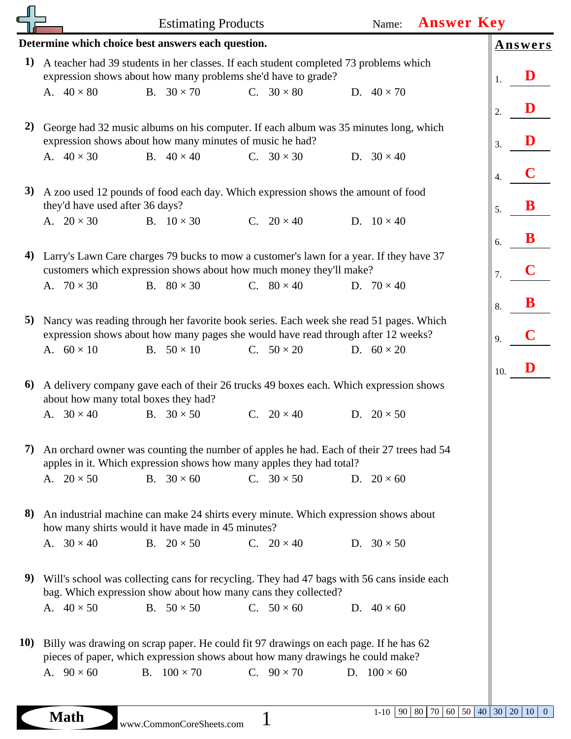# Estimating Products

Name: **Answer Key**

**Determine which choice best answers each question.**

**1)** A teacher had 39 students in her classes. If each student completed 73 problems which expression shows about how many problems she'd have to grade?

A. $40 \times 80$  B. $30 \times 70$  C. $30 \times 80$  D. $40 \times 70$

**2)** George had 32 music albums on his computer. If each album was 35 minutes long, which expression shows about how many minutes of music he had?

A. $40 \times 30$  B. $40 \times 40$  C. $30 \times 30$  D. $30 \times 40$

**3)** A zoo used 12 pounds of food each day. Which expression shows the amount of food they'd have used after 36 days?

A. $20 \times 30$  B. $10 \times 30$  C. $20 \times 40$  D. $10 \times 40$

**4)** Larry's Lawn Care charges 79 bucks to mow a customer's lawn for a year. If they have 37 customers which expression shows about how much money they'll make?

A. $70 \times 30$  B. $80 \times 30$  C. $80 \times 40$  D. $70 \times 40$

**5)** Nancy was reading through her favorite book series. Each week she read 51 pages. Which expression shows about how many pages she would have read through after 12 weeks?

A. $60 \times 10$  B. $50 \times 10$  C. $50 \times 20$  D. $60 \times 20$

**6)** A delivery company gave each of their 26 trucks 49 boxes each. Which expression shows about how many total boxes they had?

A. $30 \times 40$  B. $30 \times 50$  C. $20 \times 40$  D. $20 \times 50$

**7)** An orchard owner was counting the number of apples he had. Each of their 27 trees had 54 apples in it. Which expression shows how many apples they had total?

A. $20 \times 50$  B. $30 \times 60$  C. $30 \times 50$  D. $20 \times 60$

**8)** An industrial machine can make 24 shirts every minute. Which expression shows about how many shirts would it have made in 45 minutes?

A. $30 \times 40$  B. $20 \times 50$  C. $20 \times 40$  D. $30 \times 50$

**9)** Will's school was collecting cans for recycling. They had 47 bags with 56 cans inside each bag. Which expression show about how many cans they collected?

A. $40 \times 50$  B. $50 \times 50$  C. $50 \times 60$  D. $40 \times 60$

**10)** Billy was drawing on scrap paper. He could fit 97 drawings on each page. If he has 62 pieces of paper, which expression shows about how many drawings he could make?

A. $90 \times 60$  B. $100 \times 70$  C. $90 \times 70$  D. $100 \times 60$

## Answers

1. D
2. D
3. D
4. C
5. B
6. B
7. C
8. B
9. C
10. D

| 1-10 | 90 | 80 | 70 | 60 | 50 | 40 | 30 | 20 | 10 | 0 |
|---|---|---|---|---|---|---|---|---|---|---|

Math

www.CommonCoreSheets.com